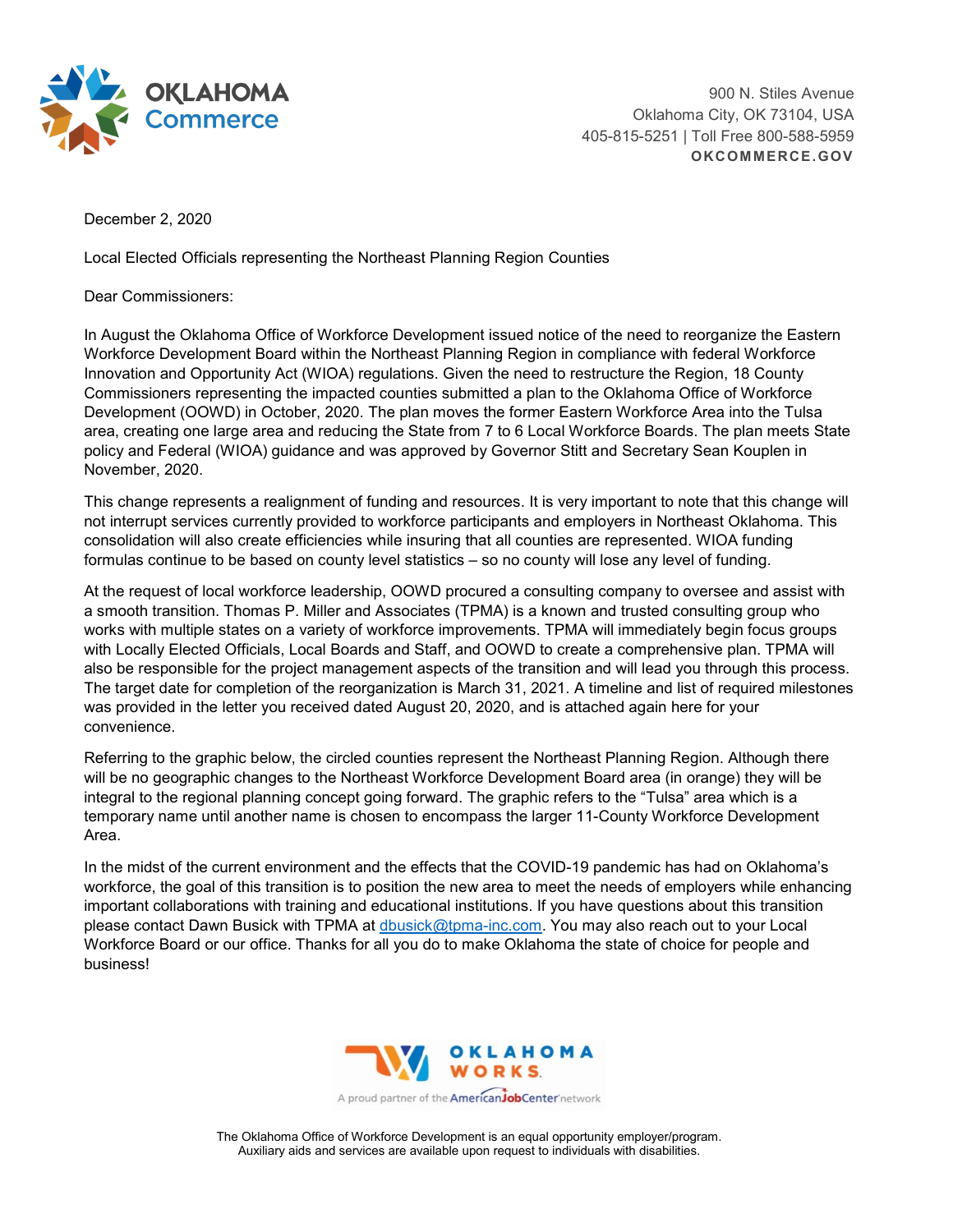OKLAHOMA Commerce

900 N. Stiles Avenue
Oklahoma City, OK 73104, USA
405-815-5251 | Toll Free 800-588-5959
**OKCOMMERCE.GOV**

December 2, 2020

Local Elected Officials representing the Northeast Planning Region Counties

Dear Commissioners:

In August the Oklahoma Office of Workforce Development issued notice of the need to reorganize the Eastern Workforce Development Board within the Northeast Planning Region in compliance with federal Workforce Innovation and Opportunity Act (WIOA) regulations. Given the need to restructure the Region, 18 County Commissioners representing the impacted counties submitted a plan to the Oklahoma Office of Workforce Development (OOWD) in October, 2020. The plan moves the former Eastern Workforce Area into the Tulsa area, creating one large area and reducing the State from 7 to 6 Local Workforce Boards. The plan meets State policy and Federal (WIOA) guidance and was approved by Governor Stitt and Secretary Sean Kouplen in November, 2020.

This change represents a realignment of funding and resources. It is very important to note that this change will not interrupt services currently provided to workforce participants and employers in Northeast Oklahoma. This consolidation will also create efficiencies while insuring that all counties are represented. WIOA funding formulas continue to be based on county level statistics – so no county will lose any level of funding.

At the request of local workforce leadership, OOWD procured a consulting company to oversee and assist with a smooth transition. Thomas P. Miller and Associates (TPMA) is a known and trusted consulting group who works with multiple states on a variety of workforce improvements. TPMA will immediately begin focus groups with Locally Elected Officials, Local Boards and Staff, and OOWD to create a comprehensive plan. TPMA will also be responsible for the project management aspects of the transition and will lead you through this process. The target date for completion of the reorganization is March 31, 2021. A timeline and list of required milestones was provided in the letter you received dated August 20, 2020, and is attached again here for your convenience.

Referring to the graphic below, the circled counties represent the Northeast Planning Region. Although there will be no geographic changes to the Northeast Workforce Development Board area (in orange) they will be integral to the regional planning concept going forward. The graphic refers to the "Tulsa" area which is a temporary name until another name is chosen to encompass the larger 11-County Workforce Development Area.

In the midst of the current environment and the effects that the COVID-19 pandemic has had on Oklahoma's workforce, the goal of this transition is to position the new area to meet the needs of employers while enhancing important collaborations with training and educational institutions. If you have questions about this transition please contact Dawn Busick with TPMA at dbusick@tpma-inc.com. You may also reach out to your Local Workforce Board or our office. Thanks for all you do to make Oklahoma the state of choice for people and business!

OKLAHOMA WORKS
A proud partner of the AmericanJobCenter network

The Oklahoma Office of Workforce Development is an equal opportunity employer/program.
Auxiliary aids and services are available upon request to individuals with disabilities.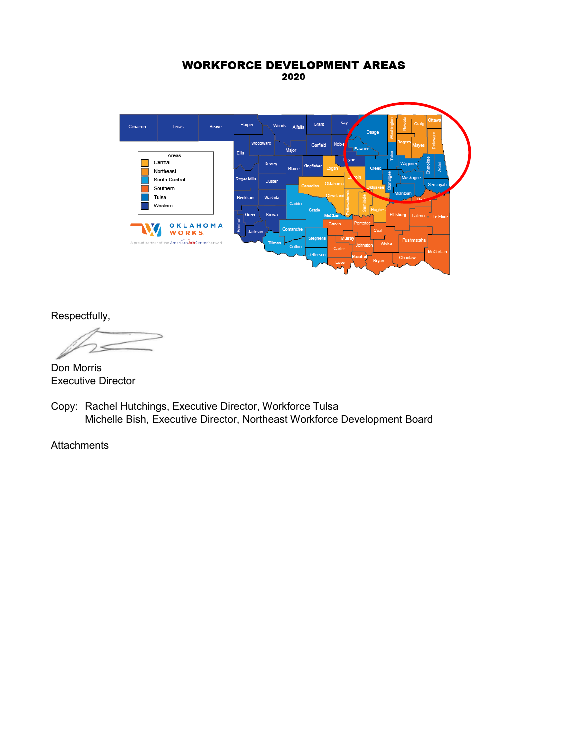**WORKFORCE DEVELOPMENT AREAS**
**2020**

Respectfully,

Don Morris
Executive Director

Copy: Rachel Hutchings, Executive Director, Workforce Tulsa
Michelle Bish, Executive Director, Northeast Workforce Development Board

Attachments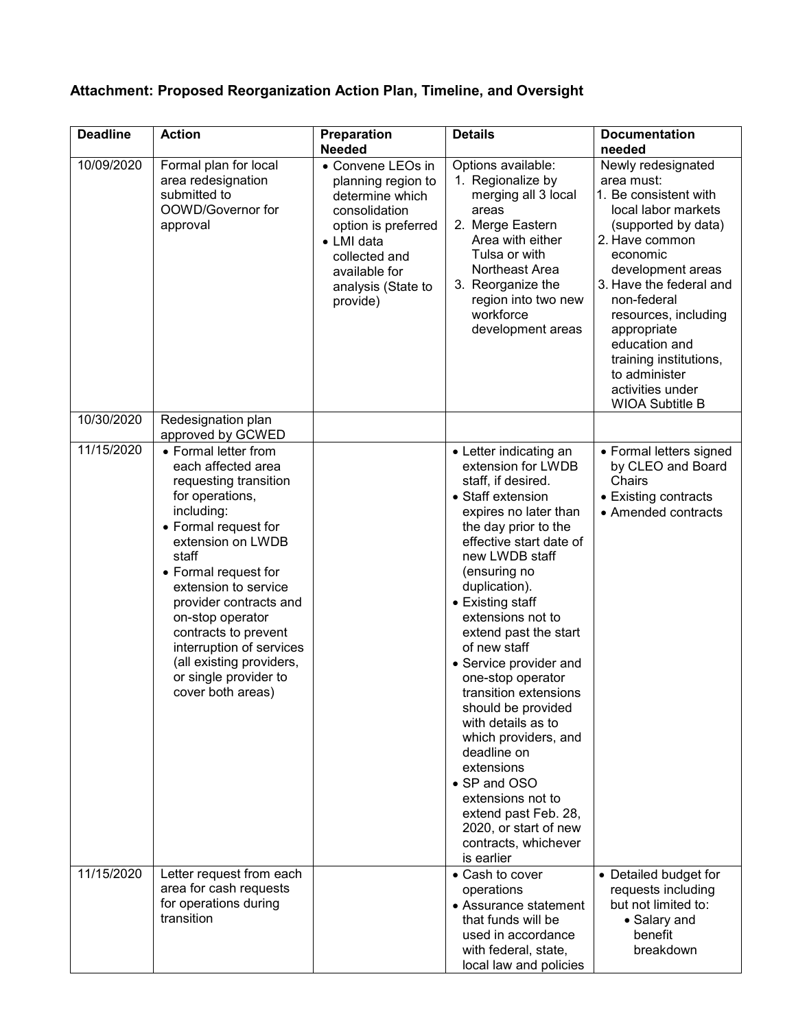**Attachment: Proposed Reorganization Action Plan, Timeline, and Oversight**

| Deadline | Action | Preparation Needed | Details | Documentation needed |
|---|---|---|---|---|
| 10/09/2020 | Formal plan for local area redesignation submitted to OOWD/Governor for approval | • Convene LEOs in planning region to determine which consolidation option is preferred<br>• LMI data collected and available for analysis (State to provide) | Options available:<br>1. Regionalize by merging all 3 local areas<br>2. Merge Eastern Area with either Tulsa or with Northeast Area<br>3. Reorganize the region into two new workforce development areas | Newly redesignated area must:<br>1. Be consistent with local labor markets (supported by data)<br>2. Have common economic development areas<br>3. Have the federal and non-federal resources, including appropriate education and training institutions, to administer activities under WIOA Subtitle B |
| 10/30/2020 | Redesignation plan approved by GCWED | | | |
| 11/15/2020 | • Formal letter from each affected area requesting transition for operations, including:<br>• Formal request for extension on LWDB staff<br>• Formal request for extension to service provider contracts and on-stop operator contracts to prevent interruption of services (all existing providers, or single provider to cover both areas) | | • Letter indicating an extension for LWDB staff, if desired.<br>• Staff extension expires no later than the day prior to the effective start date of new LWDB staff (ensuring no duplication).<br>• Existing staff extensions not to extend past the start of new staff<br>• Service provider and one-stop operator transition extensions should be provided with details as to which providers, and deadline on extensions<br>• SP and OSO extensions not to extend past Feb. 28, 2020, or start of new contracts, whichever is earlier | • Formal letters signed by CLEO and Board Chairs<br>• Existing contracts<br>• Amended contracts |
| 11/15/2020 | Letter request from each area for cash requests for operations during transition | | • Cash to cover operations<br>• Assurance statement that funds will be used in accordance with federal, state, local law and policies | • Detailed budget for requests including but not limited to:<br>  • Salary and benefit breakdown |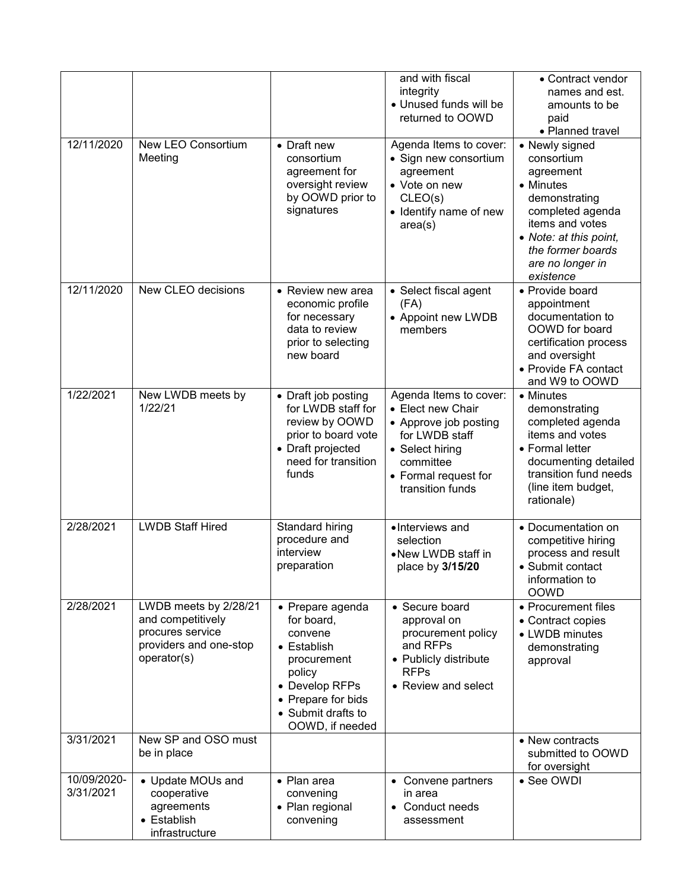| | | | and with fiscal integrity<br>• Unused funds will be returned to OOWD | • Contract vendor names and est. amounts to be paid<br>• Planned travel |
|---|---|---|---|---|
| 12/11/2020 | New LEO Consortium Meeting | • Draft new consortium agreement for oversight review by OOWD prior to signatures | Agenda Items to cover:<br>• Sign new consortium agreement<br>• Vote on new CLEO(s)<br>• Identify name of new area(s) | • Newly signed consortium agreement<br>• Minutes demonstrating completed agenda items and votes<br>• *Note: at this point, the former boards are no longer in existence* |
| 12/11/2020 | New CLEO decisions | • Review new area economic profile for necessary data to review prior to selecting new board | • Select fiscal agent (FA)<br>• Appoint new LWDB members | • Provide board appointment documentation to OOWD for board certification process and oversight<br>• Provide FA contact and W9 to OOWD |
| 1/22/2021 | New LWDB meets by 1/22/21 | • Draft job posting for LWDB staff for review by OOWD prior to board vote<br>• Draft projected need for transition funds | Agenda Items to cover:<br>• Elect new Chair<br>• Approve job posting for LWDB staff<br>• Select hiring committee<br>• Formal request for transition funds | • Minutes demonstrating completed agenda items and votes<br>• Formal letter documenting detailed transition fund needs (line item budget, rationale) |
| 2/28/2021 | LWDB Staff Hired | Standard hiring procedure and interview preparation | • Interviews and selection<br>• New LWDB staff in place by **3/15/20** | • Documentation on competitive hiring process and result<br>• Submit contact information to OOWD |
| 2/28/2021 | LWDB meets by 2/28/21 and competitively procures service providers and one-stop operator(s) | • Prepare agenda for board, convene<br>• Establish procurement policy<br>• Develop RFPs<br>• Prepare for bids<br>• Submit drafts to OOWD, if needed | • Secure board approval on procurement policy and RFPs<br>• Publicly distribute RFPs<br>• Review and select | • Procurement files<br>• Contract copies<br>• LWDB minutes demonstrating approval |
| 3/31/2021 | New SP and OSO must be in place | | | • New contracts submitted to OOWD for oversight |
| 10/09/2020-3/31/2021 | • Update MOUs and cooperative agreements<br>• Establish infrastructure | • Plan area convening<br>• Plan regional convening | • Convene partners in area<br>• Conduct needs assessment | • See OWDI |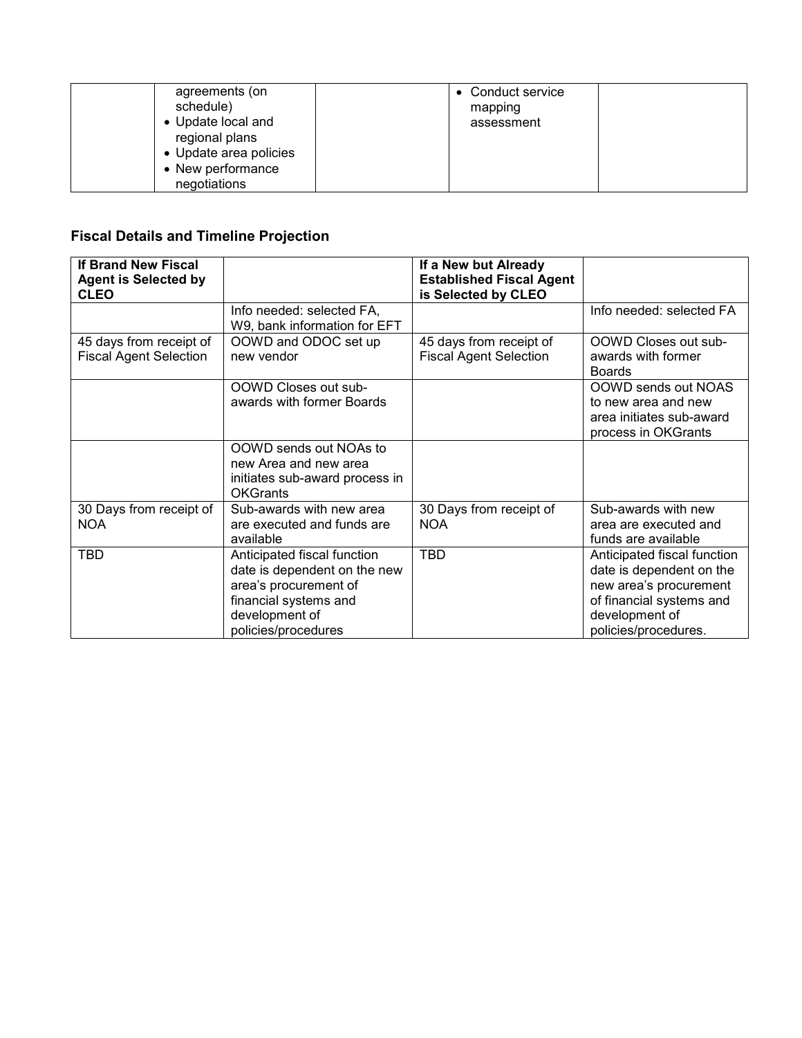| | | | | |
|---|---|---|---|---|
| | agreements (on schedule)<br>• Update local and regional plans<br>• Update area policies<br>• New performance negotiations | | • Conduct service mapping assessment | |

## Fiscal Details and Timeline Projection

| If Brand New Fiscal Agent is Selected by CLEO | | If a New but Already Established Fiscal Agent is Selected by CLEO | |
|---|---|---|---|
| | Info needed: selected FA, W9, bank information for EFT | | Info needed: selected FA |
| 45 days from receipt of Fiscal Agent Selection | OOWD and ODOC set up new vendor | 45 days from receipt of Fiscal Agent Selection | OOWD Closes out sub-awards with former Boards |
| | OOWD Closes out sub-awards with former Boards | | OOWD sends out NOAS to new area and new area initiates sub-award process in OKGrants |
| | OOWD sends out NOAs to new Area and new area initiates sub-award process in OKGrants | | |
| 30 Days from receipt of NOA | Sub-awards with new area are executed and funds are available | 30 Days from receipt of NOA | Sub-awards with new area are executed and funds are available |
| TBD | Anticipated fiscal function date is dependent on the new area's procurement of financial systems and development of policies/procedures | TBD | Anticipated fiscal function date is dependent on the new area's procurement of financial systems and development of policies/procedures. |